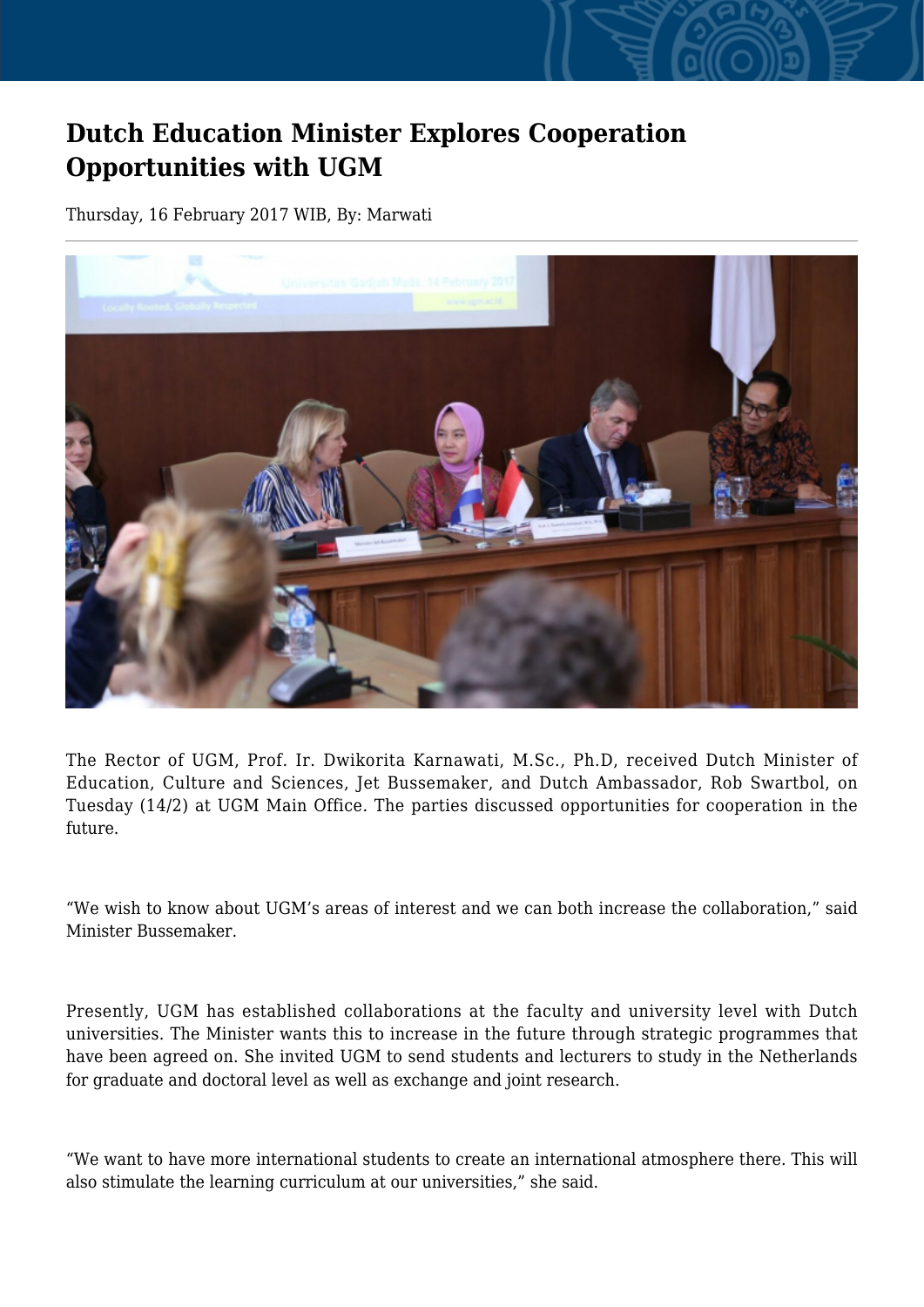# Dutch Education Minister Explores Cooperation Opportunities with UGM

Thursday, 16 February 2017 WIB, By: Marwati

The Rector of UGM, Prof. Ir. Dwikorita Karnawati, M.Sc., Ph.D, received Dutch Minister of Education, Culture and Sciences, Jet Bussemaker, and Dutch Ambassador, Rob Swartbol, on Tuesday (14/2) at UGM Main Office. The parties discussed opportunities for cooperation in the future.

“We wish to know about UGM’s areas of interest and we can both increase the collaboration,” said Minister Bussemaker.

Presently, UGM has established collaborations at the faculty and university level with Dutch universities. The Minister wants this to increase in the future through strategic programmes that have been agreed on. She invited UGM to send students and lecturers to study in the Netherlands for graduate and doctoral level as well as exchange and joint research.

“We want to have more international students to create an international atmosphere there. This will also stimulate the learning curriculum at our universities,” she said.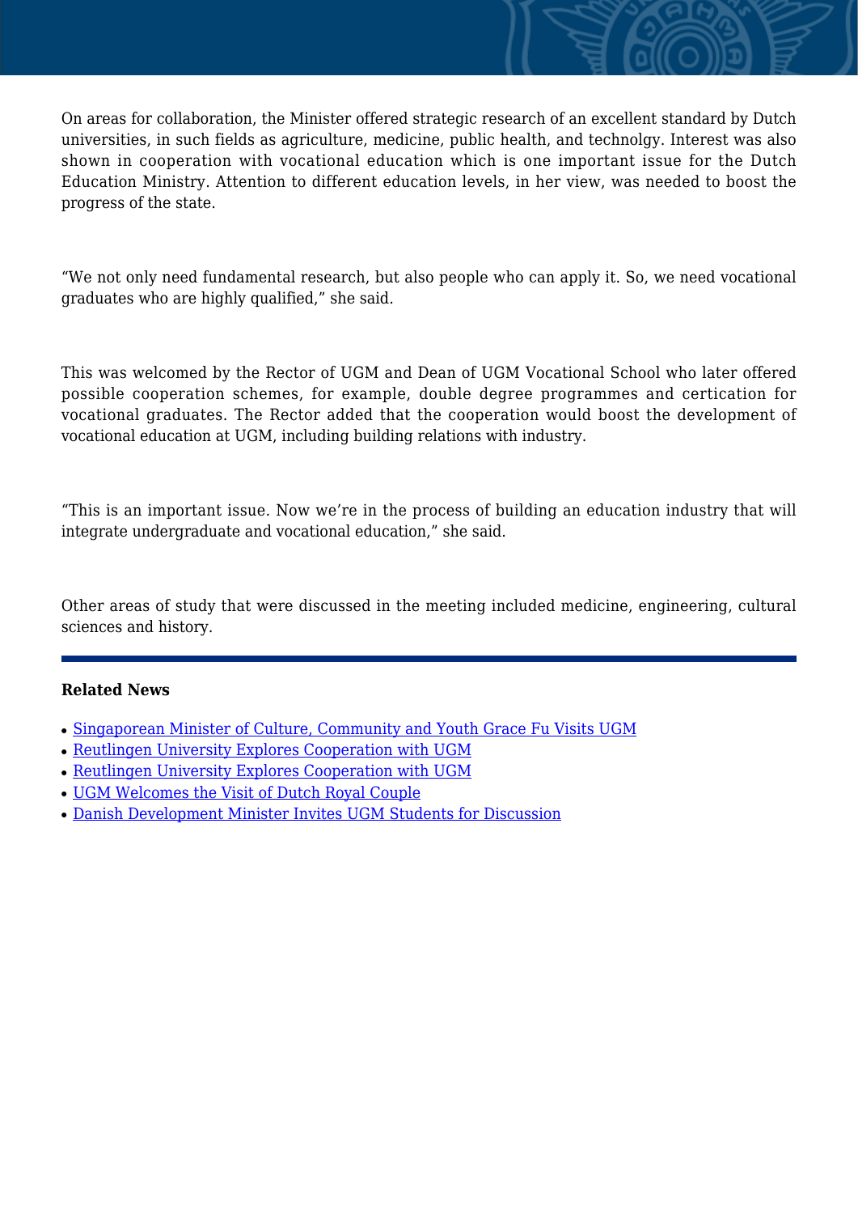On areas for collaboration, the Minister offered strategic research of an excellent standard by Dutch universities, in such fields as agriculture, medicine, public health, and technolgy. Interest was also shown in cooperation with vocational education which is one important issue for the Dutch Education Ministry. Attention to different education levels, in her view, was needed to boost the progress of the state.

"We not only need fundamental research, but also people who can apply it. So, we need vocational graduates who are highly qualified," she said.

This was welcomed by the Rector of UGM and Dean of UGM Vocational School who later offered possible cooperation schemes, for example, double degree programmes and certication for vocational graduates. The Rector added that the cooperation would boost the development of vocational education at UGM, including building relations with industry.

"This is an important issue. Now we're in the process of building an education industry that will integrate undergraduate and vocational education," she said.

Other areas of study that were discussed in the meeting included medicine, engineering, cultural sciences and history.

---

**Related News**

- Singaporean Minister of Culture, Community and Youth Grace Fu Visits UGM
- Reutlingen University Explores Cooperation with UGM
- Reutlingen University Explores Cooperation with UGM
- UGM Welcomes the Visit of Dutch Royal Couple
- Danish Development Minister Invites UGM Students for Discussion